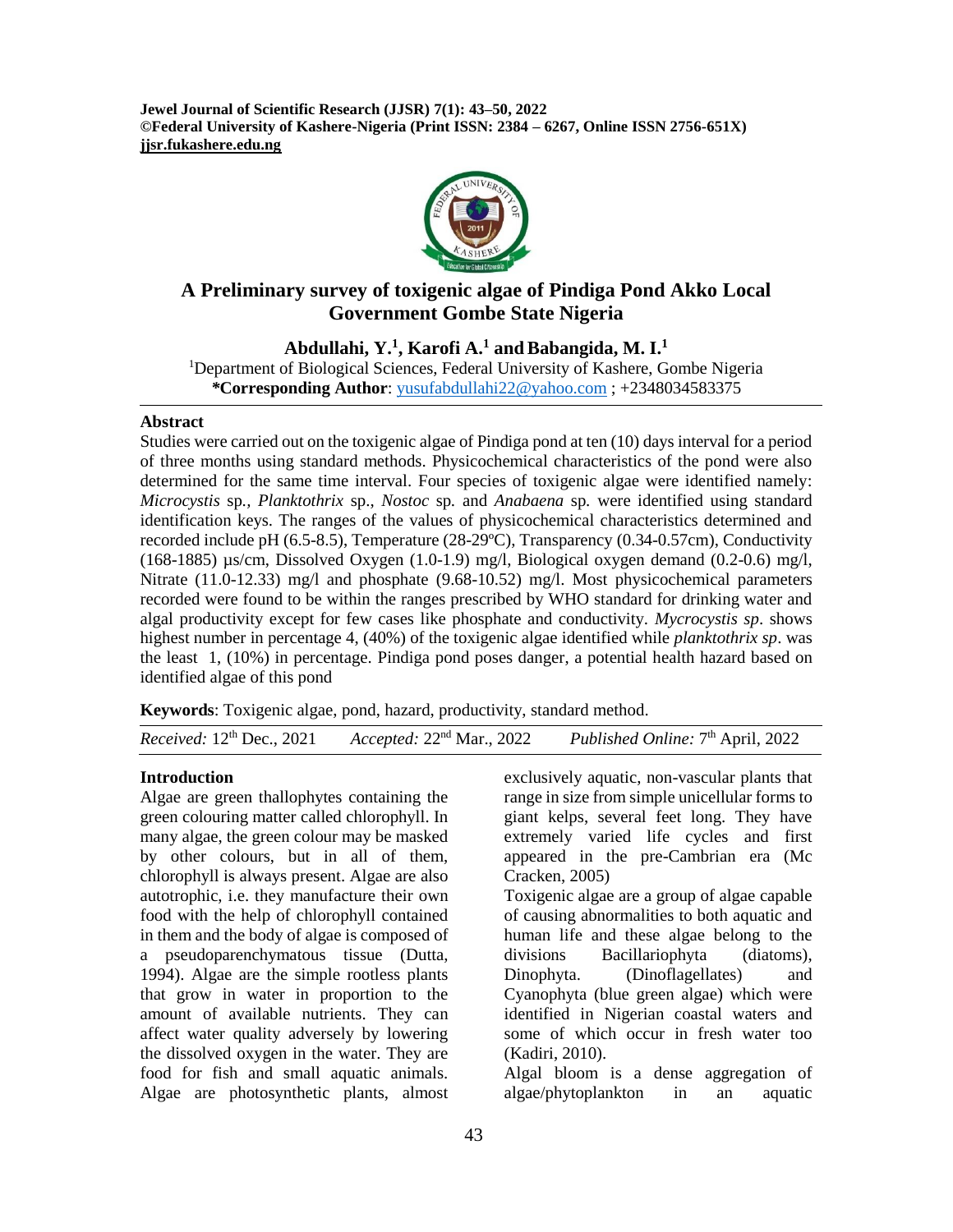**Jewel Journal of Scientific Research (JJSR) 7(1): 43–50, 2022**
**©Federal University of Kashere-Nigeria (Print ISSN: 2384 – 6267, Online ISSN 2756-651X)**
**jjsr.fukashere.edu.ng**

# A Preliminary survey of toxigenic algae of Pindiga Pond Akko Local Government Gombe State Nigeria

**Abdullahi, Y.[1], Karofi A.[1] and Babangida, M. I.[1]**

[1]Department of Biological Sciences, Federal University of Kashere, Gombe Nigeria
**\*Corresponding Author**: yusufabdullahi22@yahoo.com ; +2348034583375

## Abstract

Studies were carried out on the toxigenic algae of Pindiga pond at ten (10) days interval for a period of three months using standard methods. Physicochemical characteristics of the pond were also determined for the same time interval. Four species of toxigenic algae were identified namely: *Microcystis* sp*., Planktothrix* sp., *Nostoc* sp*.* and *Anabaena* sp*.* were identified using standard identification keys. The ranges of the values of physicochemical characteristics determined and recorded include pH (6.5-8.5), Temperature (28-29ºC), Transparency (0.34-0.57cm), Conductivity (168-1885) µs/cm, Dissolved Oxygen (1.0-1.9) mg/l, Biological oxygen demand (0.2-0.6) mg/l, Nitrate (11.0-12.33) mg/l and phosphate (9.68-10.52) mg/l. Most physicochemical parameters recorded were found to be within the ranges prescribed by WHO standard for drinking water and algal productivity except for few cases like phosphate and conductivity. *Mycrocystis sp*. shows highest number in percentage 4, (40%) of the toxigenic algae identified while *planktothrix sp*. was the least 1, (10%) in percentage. Pindiga pond poses danger, a potential health hazard based on identified algae of this pond

**Keywords**: Toxigenic algae, pond, hazard, productivity, standard method.

*Received:* 12th Dec., 2021 *Accepted:* 22nd Mar., 2022 *Published Online:* 7th April, 2022

## Introduction

Algae are green thallophytes containing the green colouring matter called chlorophyll. In many algae, the green colour may be masked by other colours, but in all of them, chlorophyll is always present. Algae are also autotrophic, i.e. they manufacture their own food with the help of chlorophyll contained in them and the body of algae is composed of a pseudoparenchymatous tissue (Dutta, 1994). Algae are the simple rootless plants that grow in water in proportion to the amount of available nutrients. They can affect water quality adversely by lowering the dissolved oxygen in the water. They are food for fish and small aquatic animals. Algae are photosynthetic plants, almost exclusively aquatic, non-vascular plants that range in size from simple unicellular forms to giant kelps, several feet long. They have extremely varied life cycles and first appeared in the pre-Cambrian era (Mc Cracken, 2005)

Toxigenic algae are a group of algae capable of causing abnormalities to both aquatic and human life and these algae belong to the divisions Bacillariophyta (diatoms), Dinophyta. (Dinoflagellates) and Cyanophyta (blue green algae) which were identified in Nigerian coastal waters and some of which occur in fresh water too (Kadiri, 2010).

Algal bloom is a dense aggregation of algae/phytoplankton in an aquatic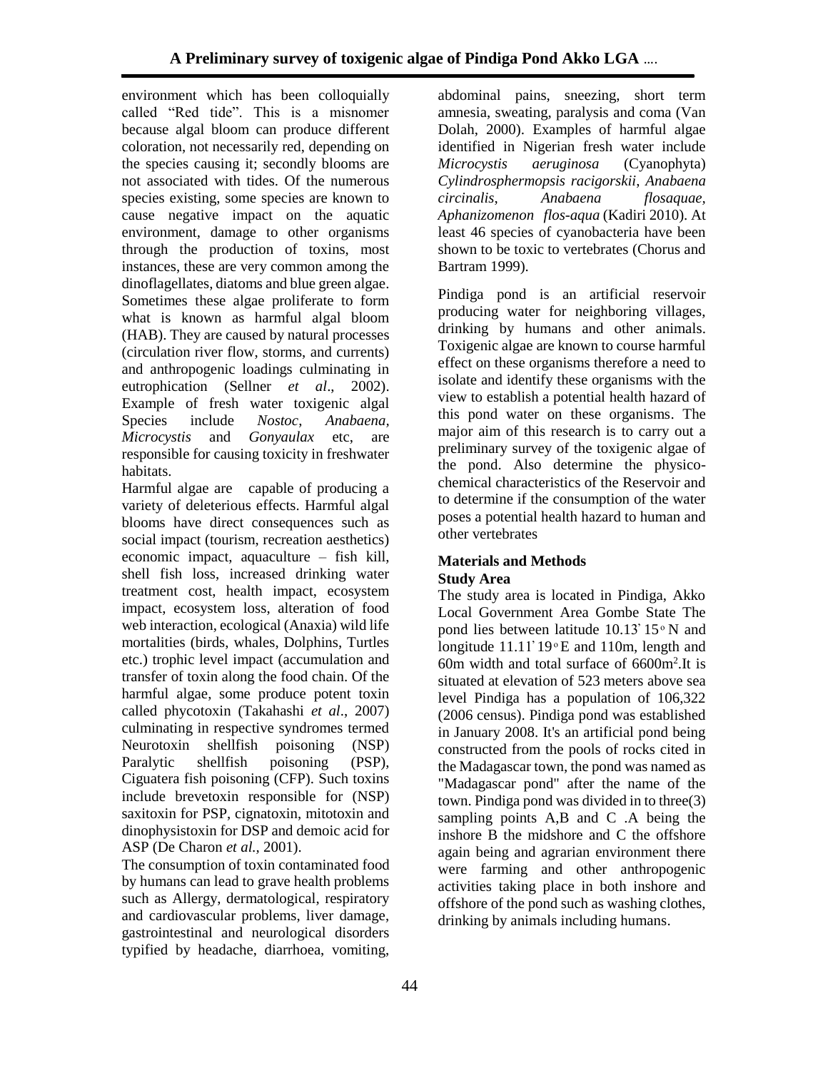environment which has been colloquially called "Red tide". This is a misnomer because algal bloom can produce different coloration, not necessarily red, depending on the species causing it; secondly blooms are not associated with tides. Of the numerous species existing, some species are known to cause negative impact on the aquatic environment, damage to other organisms through the production of toxins, most instances, these are very common among the dinoflagellates, diatoms and blue green algae. Sometimes these algae proliferate to form what is known as harmful algal bloom (HAB). They are caused by natural processes (circulation river flow, storms, and currents) and anthropogenic loadings culminating in eutrophication (Sellner *et al*., 2002). Example of fresh water toxigenic algal Species include *Nostoc*, *Anabaena*, *Microcystis* and *Gonyaulax* etc, are responsible for causing toxicity in freshwater habitats.

Harmful algae are capable of producing a variety of deleterious effects. Harmful algal blooms have direct consequences such as social impact (tourism, recreation aesthetics) economic impact, aquaculture – fish kill, shell fish loss, increased drinking water treatment cost, health impact, ecosystem impact, ecosystem loss, alteration of food web interaction, ecological (Anaxia) wild life mortalities (birds, whales, Dolphins, Turtles etc.) trophic level impact (accumulation and transfer of toxin along the food chain. Of the harmful algae, some produce potent toxin called phycotoxin (Takahashi *et al*., 2007) culminating in respective syndromes termed Neurotoxin shellfish poisoning (NSP) Paralytic shellfish poisoning (PSP), Ciguatera fish poisoning (CFP). Such toxins include brevetoxin responsible for (NSP) saxitoxin for PSP, cignatoxin, mitotoxin and dinophysistoxin for DSP and demoic acid for ASP (De Charon *et al.*, 2001).

The consumption of toxin contaminated food by humans can lead to grave health problems such as Allergy, dermatological, respiratory and cardiovascular problems, liver damage, gastrointestinal and neurological disorders typified by headache, diarrhoea, vomiting, abdominal pains, sneezing, short term amnesia, sweating, paralysis and coma (Van Dolah, 2000). Examples of harmful algae identified in Nigerian fresh water include *Microcystis aeruginosa* (Cyanophyta) *Cylindrosphermopsis racigorskii*, *Anabaena circinalis*, *Anabaena flosaquae*, *Aphanizomenon flos-aqua* (Kadiri 2010). At least 46 species of cyanobacteria have been shown to be toxic to vertebrates (Chorus and Bartram 1999).

Pindiga pond is an artificial reservoir producing water for neighboring villages, drinking by humans and other animals. Toxigenic algae are known to course harmful effect on these organisms therefore a need to isolate and identify these organisms with the view to establish a potential health hazard of this pond water on these organisms. The major aim of this research is to carry out a preliminary survey of the toxigenic algae of the pond. Also determine the physico-chemical characteristics of the Reservoir and to determine if the consumption of the water poses a potential health hazard to human and other vertebrates

## Materials and Methods

### Study Area

The study area is located in Pindiga, Akko Local Government Area Gombe State The pond lies between latitude 10.13' 15° N and longitude 11.11' 19° E and 110m, length and 60m width and total surface of 6600m$^2$.It is situated at elevation of 523 meters above sea level Pindiga has a population of 106,322 (2006 census). Pindiga pond was established in January 2008. It's an artificial pond being constructed from the pools of rocks cited in the Madagascar town, the pond was named as "Madagascar pond" after the name of the town. Pindiga pond was divided in to three(3) sampling points A,B and C .A being the inshore B the midshore and C the offshore again being and agrarian environment there were farming and other anthropogenic activities taking place in both inshore and offshore of the pond such as washing clothes, drinking by animals including humans.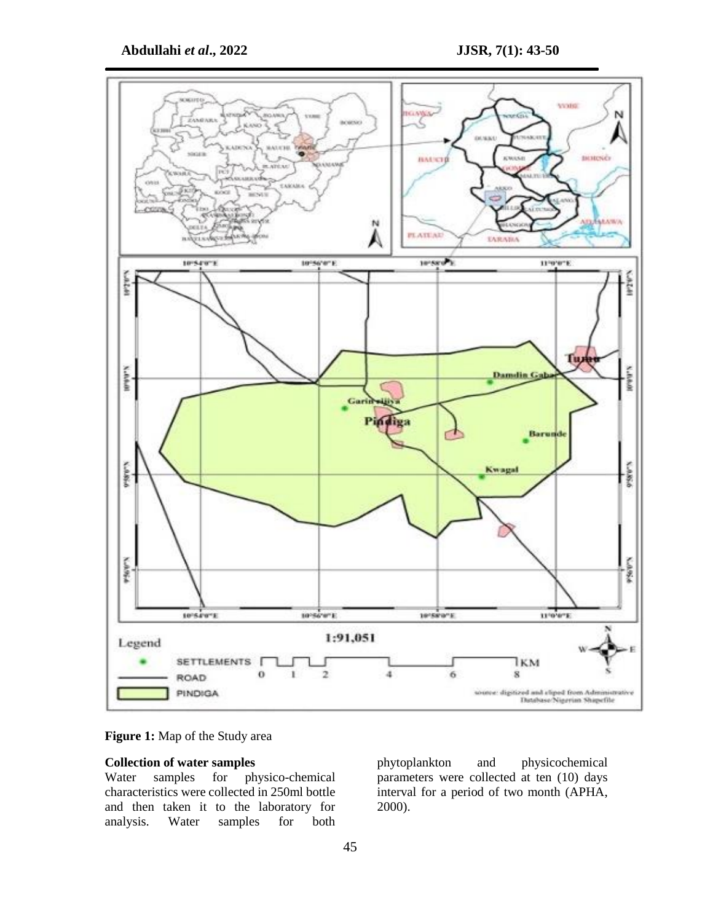**Figure 1:** Map of the Study area

**Collection of water samples**

Water samples for physico-chemical characteristics were collected in 250ml bottle and then taken it to the laboratory for analysis. Water samples for both phytoplankton and physicochemical parameters were collected at ten (10) days interval for a period of two month (APHA, 2000).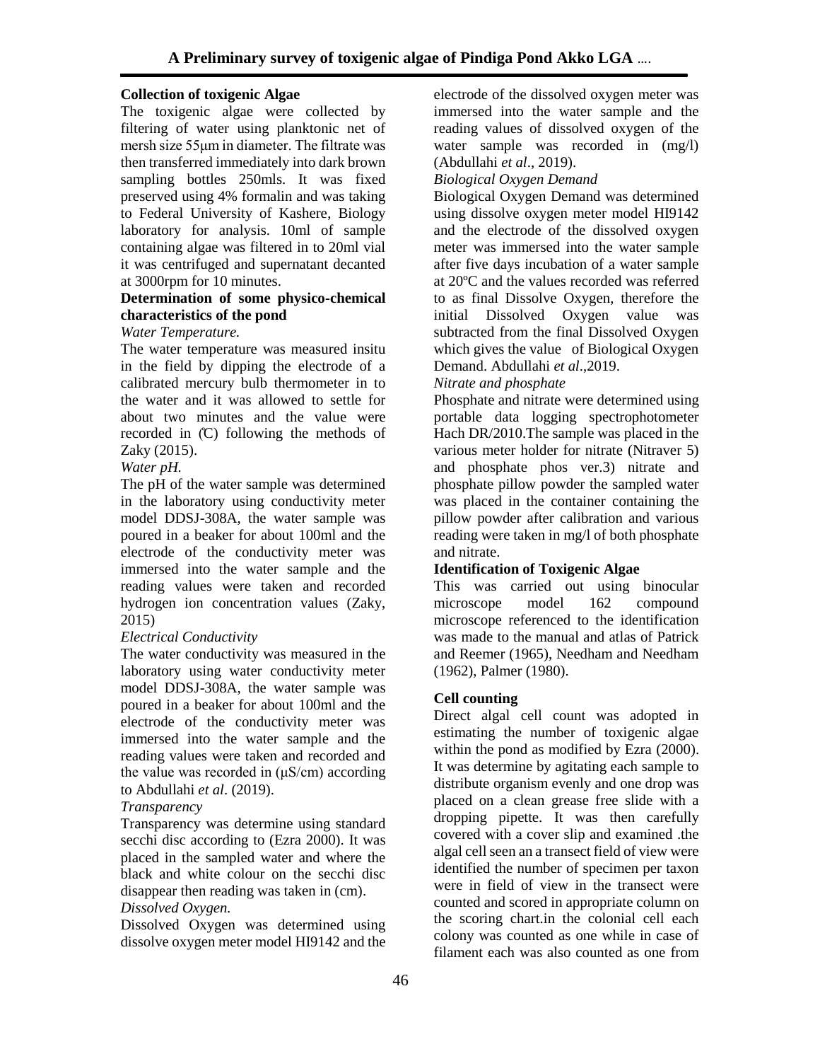**Collection of toxigenic Algae**

The toxigenic algae were collected by filtering of water using planktonic net of mersh size 55µm in diameter. The filtrate was then transferred immediately into dark brown sampling bottles 250mls. It was fixed preserved using 4% formalin and was taking to Federal University of Kashere, Biology laboratory for analysis. 10ml of sample containing algae was filtered in to 20ml vial it was centrifuged and supernatant decanted at 3000rpm for 10 minutes.

**Determination of some physico-chemical characteristics of the pond**

*Water Temperature.*

The water temperature was measured insitu in the field by dipping the electrode of a calibrated mercury bulb thermometer in to the water and it was allowed to settle for about two minutes and the value were recorded in (℃) following the methods of Zaky (2015).

*Water pH.*

The pH of the water sample was determined in the laboratory using conductivity meter model DDSJ-308A, the water sample was poured in a beaker for about 100ml and the electrode of the conductivity meter was immersed into the water sample and the reading values were taken and recorded hydrogen ion concentration values (Zaky, 2015)

*Electrical Conductivity*

The water conductivity was measured in the laboratory using water conductivity meter model DDSJ-308A, the water sample was poured in a beaker for about 100ml and the electrode of the conductivity meter was immersed into the water sample and the reading values were taken and recorded and the value was recorded in (µS/cm) according to Abdullahi *et al*. (2019).

*Transparency*

Transparency was determine using standard secchi disc according to (Ezra 2000). It was placed in the sampled water and where the black and white colour on the secchi disc disappear then reading was taken in (cm).

*Dissolved Oxygen.*

Dissolved Oxygen was determined using dissolve oxygen meter model HI9142 and the electrode of the dissolved oxygen meter was immersed into the water sample and the reading values of dissolved oxygen of the water sample was recorded in (mg/l) (Abdullahi *et al*., 2019).

*Biological Oxygen Demand*

Biological Oxygen Demand was determined using dissolve oxygen meter model HI9142 and the electrode of the dissolved oxygen meter was immersed into the water sample after five days incubation of a water sample at 20ºC and the values recorded was referred to as final Dissolve Oxygen, therefore the initial Dissolved Oxygen value was subtracted from the final Dissolved Oxygen which gives the value of Biological Oxygen Demand. Abdullahi *et al*.,2019.

*Nitrate and phosphate*

Phosphate and nitrate were determined using portable data logging spectrophotometer Hach DR/2010.The sample was placed in the various meter holder for nitrate (Nitraver 5) and phosphate phos ver.3) nitrate and phosphate pillow powder the sampled water was placed in the container containing the pillow powder after calibration and various reading were taken in mg/l of both phosphate and nitrate.

**Identification of Toxigenic Algae**

This was carried out using binocular microscope model 162 compound microscope referenced to the identification was made to the manual and atlas of Patrick and Reemer (1965), Needham and Needham (1962), Palmer (1980).

**Cell counting**

Direct algal cell count was adopted in estimating the number of toxigenic algae within the pond as modified by Ezra (2000). It was determine by agitating each sample to distribute organism evenly and one drop was placed on a clean grease free slide with a dropping pipette. It was then carefully covered with a cover slip and examined .the algal cell seen an a transect field of view were identified the number of specimen per taxon were in field of view in the transect were counted and scored in appropriate column on the scoring chart.in the colonial cell each colony was counted as one while in case of filament each was also counted as one from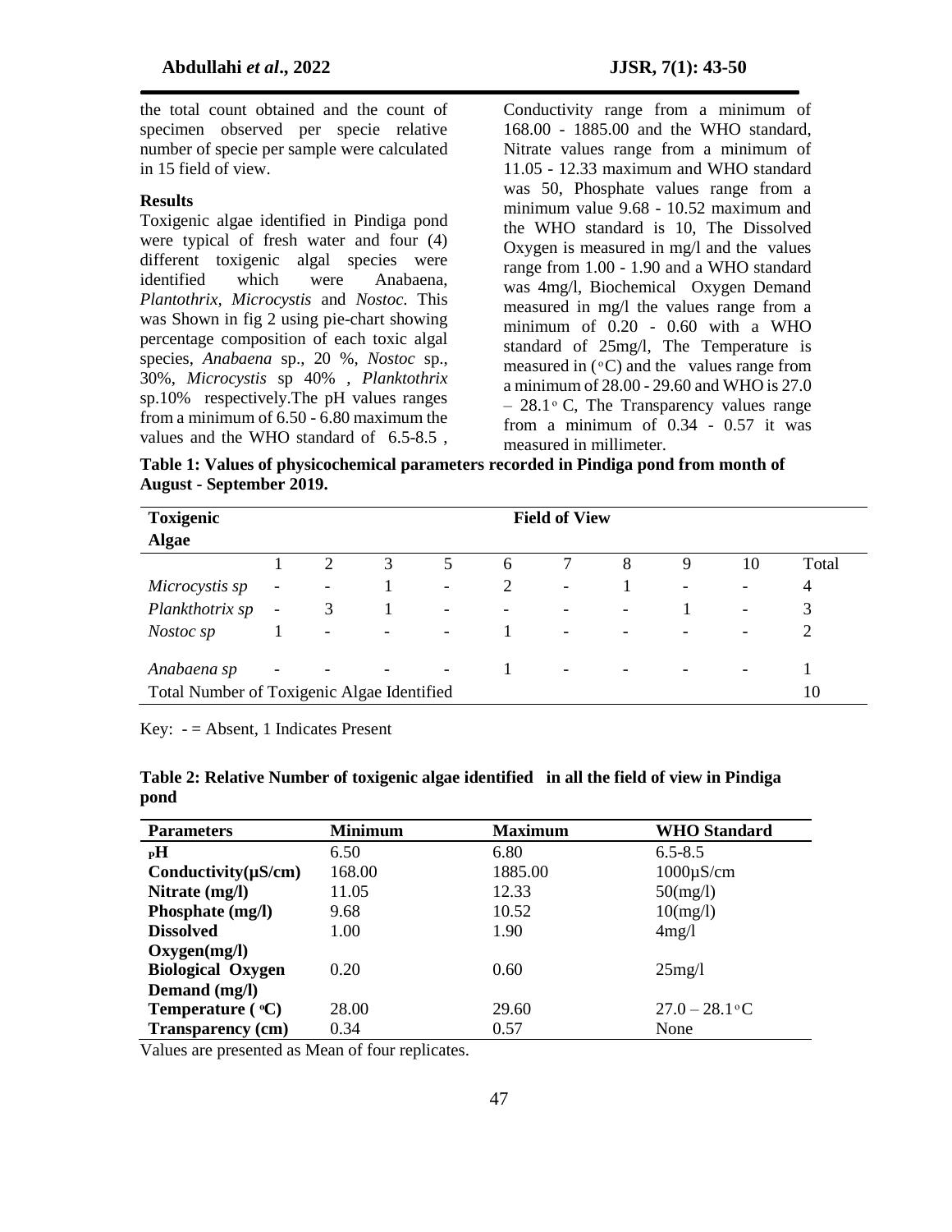the total count obtained and the count of specimen observed per specie relative number of specie per sample were calculated in 15 field of view.

## Results

Toxigenic algae identified in Pindiga pond were typical of fresh water and four (4) different toxigenic algal species were identified which were Anabaena, *Plantothrix*, *Microcystis* and *Nostoc*. This was Shown in fig 2 using pie-chart showing percentage composition of each toxic algal species, *Anabaena* sp., 20 %, *Nostoc* sp., 30%, *Microcystis* sp 40% , *Planktothrix* sp.10% respectively.The pH values ranges from a minimum of 6.50 - 6.80 maximum the values and the WHO standard of 6.5-8.5 , Conductivity range from a minimum of 168.00 - 1885.00 and the WHO standard, Nitrate values range from a minimum of 11.05 - 12.33 maximum and WHO standard was 50, Phosphate values range from a minimum value 9.68 - 10.52 maximum and the WHO standard is 10, The Dissolved Oxygen is measured in mg/l and the values range from 1.00 - 1.90 and a WHO standard was 4mg/l, Biochemical Oxygen Demand measured in mg/l the values range from a minimum of 0.20 - 0.60 with a WHO standard of 25mg/l, The Temperature is measured in (°C) and the values range from a minimum of 28.00 - 29.60 and WHO is 27.0 – 28.1° C, The Transparency values range from a minimum of 0.34 - 0.57 it was measured in millimeter.

**Table 1: Values of physicochemical parameters recorded in Pindiga pond from month of August - September 2019.**

| Toxigenic Algae | Field of View | | | | | | | | | |
|---|---|---|---|---|---|---|---|---|---|---|
| | 1 | 2 | 3 | 5 | 6 | 7 | 8 | 9 | 10 | Total |
| *Microcystis sp* | - | - | 1 | - | 2 | - | 1 | - | - | 4 |
| *Plankthotrix sp* | - | 3 | 1 | - | - | - | - | 1 | - | 3 |
| *Nostoc sp* | 1 | - | - | - | 1 | - | - | - | - | 2 |
| *Anabaena sp* | - | - | - | - | 1 | - | - | - | - | 1 |
| Total Number of Toxigenic Algae Identified | | | | | | | | | | 10 |

Key: - = Absent, 1 Indicates Present

**Table 2: Relative Number of toxigenic algae identified in all the field of view in Pindiga pond**

| Parameters | Minimum | Maximum | WHO Standard |
|---|---|---|---|
| **pH** | 6.50 | 6.80 | 6.5-8.5 |
| **Conductivity(µS/cm)** | 168.00 | 1885.00 | 1000µS/cm |
| **Nitrate (mg/l)** | 11.05 | 12.33 | 50(mg/l) |
| **Phosphate (mg/l)** | 9.68 | 10.52 | 10(mg/l) |
| **Dissolved Oxygen(mg/l)** | 1.00 | 1.90 | 4mg/l |
| **Biological Oxygen Demand (mg/l)** | 0.20 | 0.60 | 25mg/l |
| **Temperature (°C)** | 28.00 | 29.60 | 27.0 – 28.1°C |
| **Transparency (cm)** | 0.34 | 0.57 | None |

Values are presented as Mean of four replicates.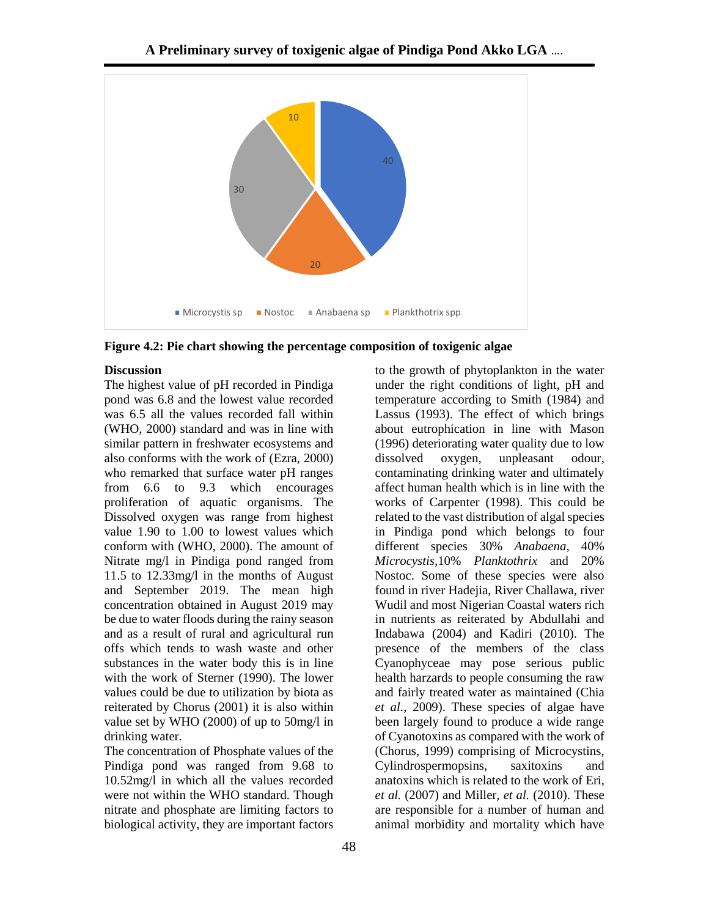**Figure 4.2: Pie chart showing the percentage composition of toxigenic algae**

**Discussion**

The highest value of pH recorded in Pindiga pond was 6.8 and the lowest value recorded was 6.5 all the values recorded fall within (WHO, 2000) standard and was in line with similar pattern in freshwater ecosystems and also conforms with the work of (Ezra, 2000) who remarked that surface water pH ranges from 6.6 to 9.3 which encourages proliferation of aquatic organisms. The Dissolved oxygen was range from highest value 1.90 to 1.00 to lowest values which conform with (WHO, 2000). The amount of Nitrate mg/l in Pindiga pond ranged from 11.5 to 12.33mg/l in the months of August and September 2019. The mean high concentration obtained in August 2019 may be due to water floods during the rainy season and as a result of rural and agricultural run offs which tends to wash waste and other substances in the water body this is in line with the work of Sterner (1990). The lower values could be due to utilization by biota as reiterated by Chorus (2001) it is also within value set by WHO (2000) of up to 50mg/l in drinking water.

The concentration of Phosphate values of the Pindiga pond was ranged from 9.68 to 10.52mg/l in which all the values recorded were not within the WHO standard. Though nitrate and phosphate are limiting factors to biological activity, they are important factors to the growth of phytoplankton in the water under the right conditions of light, pH and temperature according to Smith (1984) and Lassus (1993). The effect of which brings about eutrophication in line with Mason (1996) deteriorating water quality due to low dissolved oxygen, unpleasant odour, contaminating drinking water and ultimately affect human health which is in line with the works of Carpenter (1998). This could be related to the vast distribution of algal species in Pindiga pond which belongs to four different species 30% *Anabaena*, 40% *Microcystis*,10% *Planktothrix* and 20% Nostoc. Some of these species were also found in river Hadejia, River Challawa, river Wudil and most Nigerian Coastal waters rich in nutrients as reiterated by Abdullahi and Indabawa (2004) and Kadiri (2010). The presence of the members of the class Cyanophyceae may pose serious public health hazards to people consuming the raw and fairly treated water as maintained (Chia *et al.*, 2009). These species of algae have been largely found to produce a wide range of Cyanotoxins as compared with the work of (Chorus, 1999) comprising of Microcystins, Cylindrospermopsins, saxitoxins and anatoxins which is related to the work of Eri, *et al.* (2007) and Miller, *et al.* (2010). These are responsible for a number of human and animal morbidity and mortality which have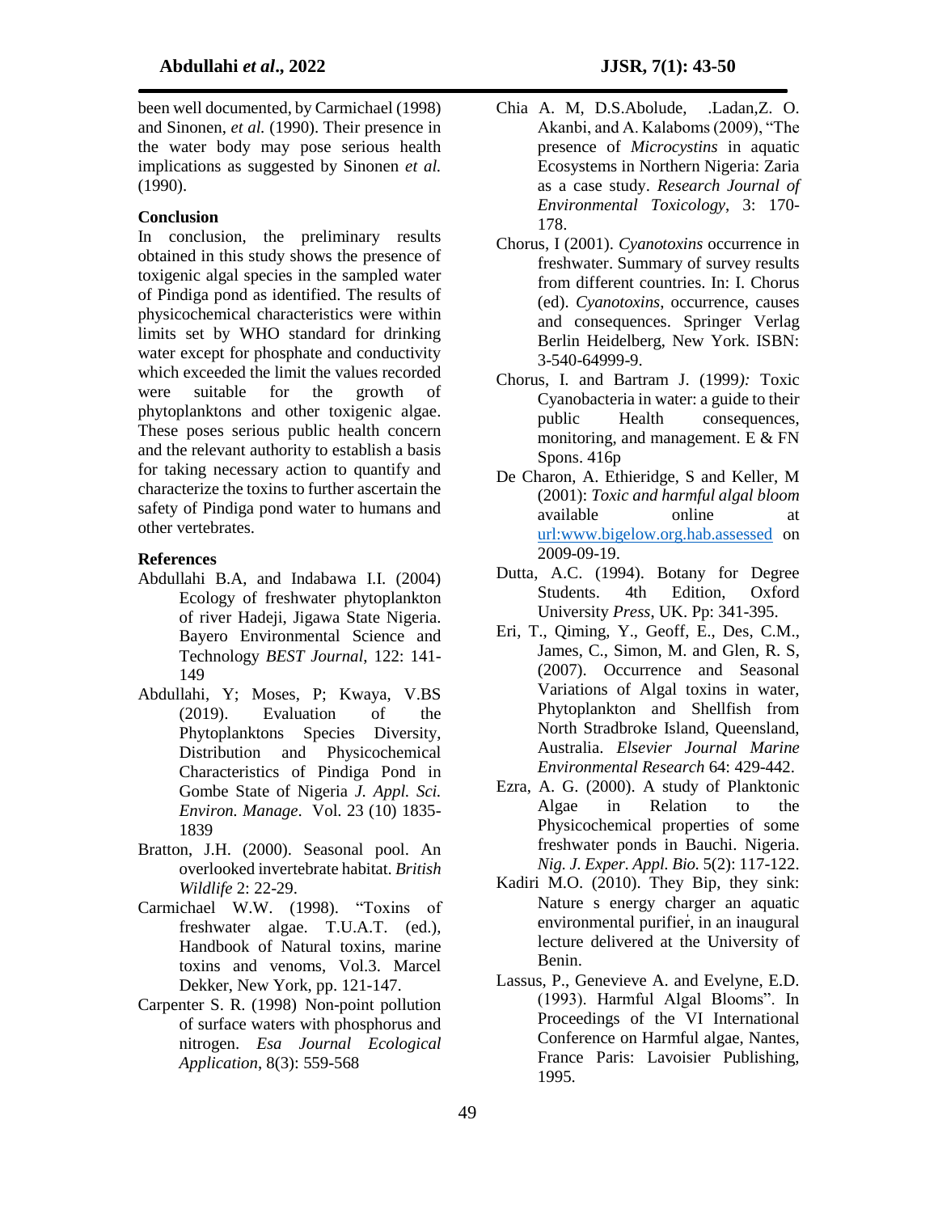been well documented, by Carmichael (1998) and Sinonen, *et al.* (1990). Their presence in the water body may pose serious health implications as suggested by Sinonen *et al.* (1990).

**Conclusion**

In conclusion, the preliminary results obtained in this study shows the presence of toxigenic algal species in the sampled water of Pindiga pond as identified. The results of physicochemical characteristics were within limits set by WHO standard for drinking water except for phosphate and conductivity which exceeded the limit the values recorded were suitable for the growth of phytoplanktons and other toxigenic algae. These poses serious public health concern and the relevant authority to establish a basis for taking necessary action to quantify and characterize the toxins to further ascertain the safety of Pindiga pond water to humans and other vertebrates.

**References**

Abdullahi B.A, and Indabawa I.I. (2004) Ecology of freshwater phytoplankton of river Hadeji, Jigawa State Nigeria. Bayero Environmental Science and Technology *BEST Journal*, 122: 141-149

Abdullahi, Y; Moses, P; Kwaya, V.BS (2019). Evaluation of the Phytoplanktons Species Diversity, Distribution and Physicochemical Characteristics of Pindiga Pond in Gombe State of Nigeria *J. Appl. Sci. Environ. Manage*. Vol. 23 (10) 1835-1839

Bratton, J.H. (2000). Seasonal pool. An overlooked invertebrate habitat. *British Wildlife* 2: 22-29.

Carmichael W.W. (1998). "Toxins of freshwater algae. T.U.A.T. (ed.), Handbook of Natural toxins, marine toxins and venoms, Vol.3. Marcel Dekker, New York, pp. 121-147.

Carpenter S. R. (1998) Non-point pollution of surface waters with phosphorus and nitrogen. *Esa Journal Ecological Application*, 8(3): 559-568

Chia A. M, D.S.Abolude, .Ladan,Z. O. Akanbi, and A. Kalaboms (2009), "The presence of *Microcystins* in aquatic Ecosystems in Northern Nigeria: Zaria as a case study. *Research Journal of Environmental Toxicology*, 3: 170-178.

Chorus, I (2001). *Cyanotoxins* occurrence in freshwater. Summary of survey results from different countries. In: I. Chorus (ed). *Cyanotoxins*, occurrence, causes and consequences. Springer Verlag Berlin Heidelberg, New York. ISBN: 3-540-64999-9.

Chorus, I. and Bartram J. (1999*):* Toxic Cyanobacteria in water: a guide to their public Health consequences, monitoring, and management. E & FN Spons. 416p

De Charon, A. Ethieridge, S and Keller, M (2001): *Toxic and harmful algal bloom* available online at url:www.bigelow.org.hab.assessed on 2009-09-19.

Dutta, A.C. (1994). Botany for Degree Students. 4th Edition, Oxford University *Press*, UK. Pp: 341-395.

Eri, T., Qiming, Y., Geoff, E., Des, C.M., James, C., Simon, M. and Glen, R. S, (2007). Occurrence and Seasonal Variations of Algal toxins in water, Phytoplankton and Shellfish from North Stradbroke Island, Queensland, Australia. *Elsevier Journal Marine Environmental Research* 64: 429-442.

Ezra, A. G. (2000). A study of Planktonic Algae in Relation to the Physicochemical properties of some freshwater ponds in Bauchi. Nigeria. *Nig. J. Exper. Appl. Bio.* 5(2): 117-122.

Kadiri M.O. (2010). They Bip, they sink: Nature s energy charger an aquatic environmental purifier, in an inaugural lecture delivered at the University of Benin.

Lassus, P., Genevieve A. and Evelyne, E.D. (1993). Harmful Algal Blooms". In Proceedings of the VI International Conference on Harmful algae, Nantes, France Paris: Lavoisier Publishing, 1995.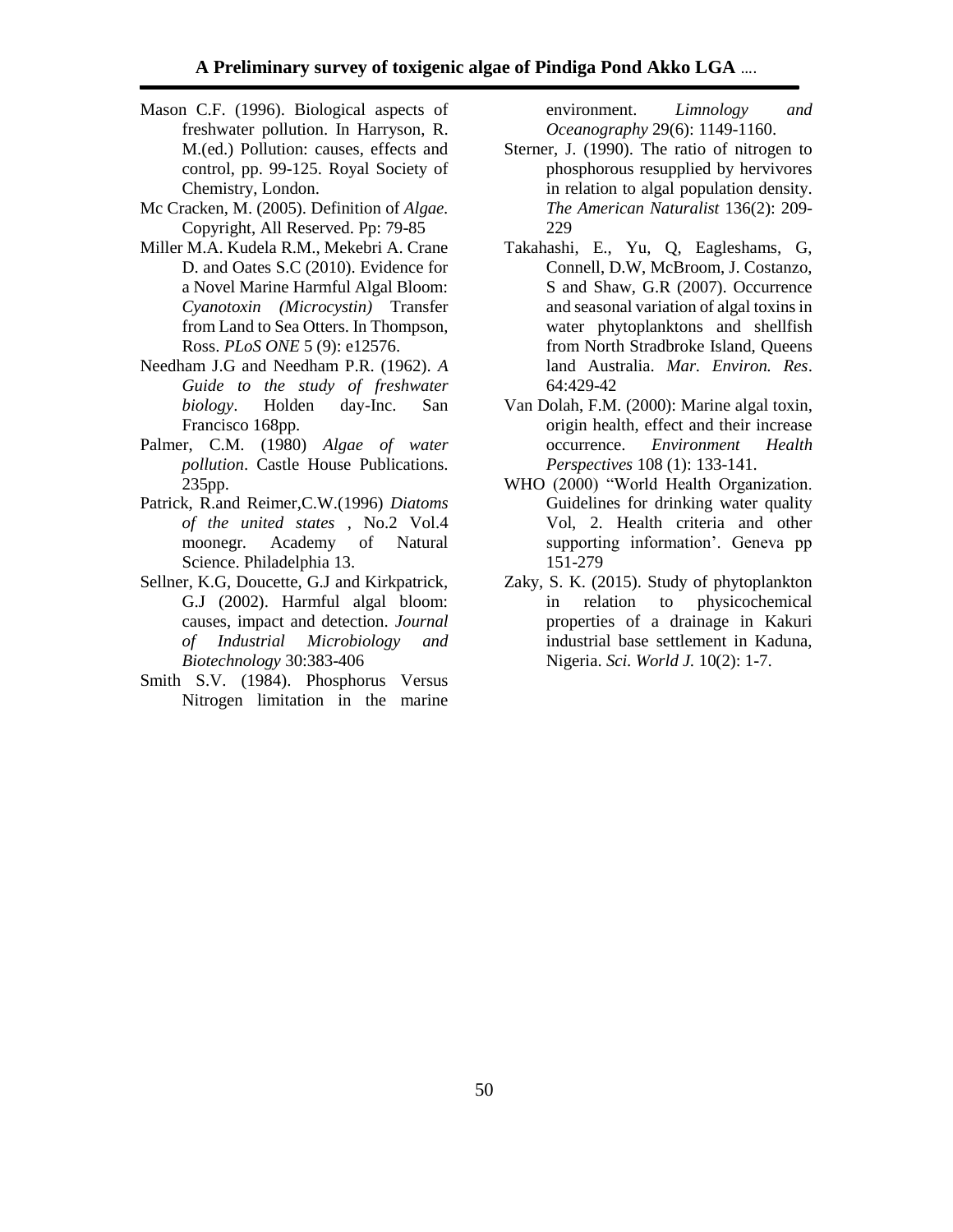Mason C.F. (1996). Biological aspects of freshwater pollution. In Harryson, R. M.(ed.) Pollution: causes, effects and control, pp. 99-125. Royal Society of Chemistry, London.

Mc Cracken, M. (2005). Definition of *Algae.* Copyright, All Reserved. Pp: 79-85

Miller M.A. Kudela R.M., Mekebri A. Crane D. and Oates S.C (2010). Evidence for a Novel Marine Harmful Algal Bloom: *Cyanotoxin (Microcystin)* Transfer from Land to Sea Otters. In Thompson, Ross. *PLoS ONE* 5 (9): e12576.

Needham J.G and Needham P.R. (1962). *A Guide to the study of freshwater biology*. Holden day-Inc. San Francisco 168pp.

Palmer, C.M. (1980) *Algae of water pollution*. Castle House Publications. 235pp.

Patrick, R.and Reimer,C.W.(1996) *Diatoms of the united states* , No.2 Vol.4 moonegr. Academy of Natural Science. Philadelphia 13.

Sellner, K.G, Doucette, G.J and Kirkpatrick, G.J (2002). Harmful algal bloom: causes, impact and detection. *Journal of Industrial Microbiology and Biotechnology* 30:383-406

Smith S.V. (1984). Phosphorus Versus Nitrogen limitation in the marine environment. *Limnology and Oceanography* 29(6): 1149-1160.

Sterner, J. (1990). The ratio of nitrogen to phosphorous resupplied by hervivores in relation to algal population density. *The American Naturalist* 136(2): 209-229

Takahashi, E., Yu, Q, Eagleshams, G, Connell, D.W, McBroom, J. Costanzo, S and Shaw, G.R (2007). Occurrence and seasonal variation of algal toxins in water phytoplanktons and shellfish from North Stradbroke Island, Queens land Australia. *Mar. Environ. Res*. 64:429-42

Van Dolah, F.M. (2000): Marine algal toxin, origin health, effect and their increase occurrence. *Environment Health Perspectives* 108 (1): 133-141.

WHO (2000) "World Health Organization. Guidelines for drinking water quality Vol, 2. Health criteria and other supporting information'. Geneva pp 151-279

Zaky, S. K. (2015). Study of phytoplankton in relation to physicochemical properties of a drainage in Kakuri industrial base settlement in Kaduna, Nigeria. *Sci. World J.* 10(2): 1-7.